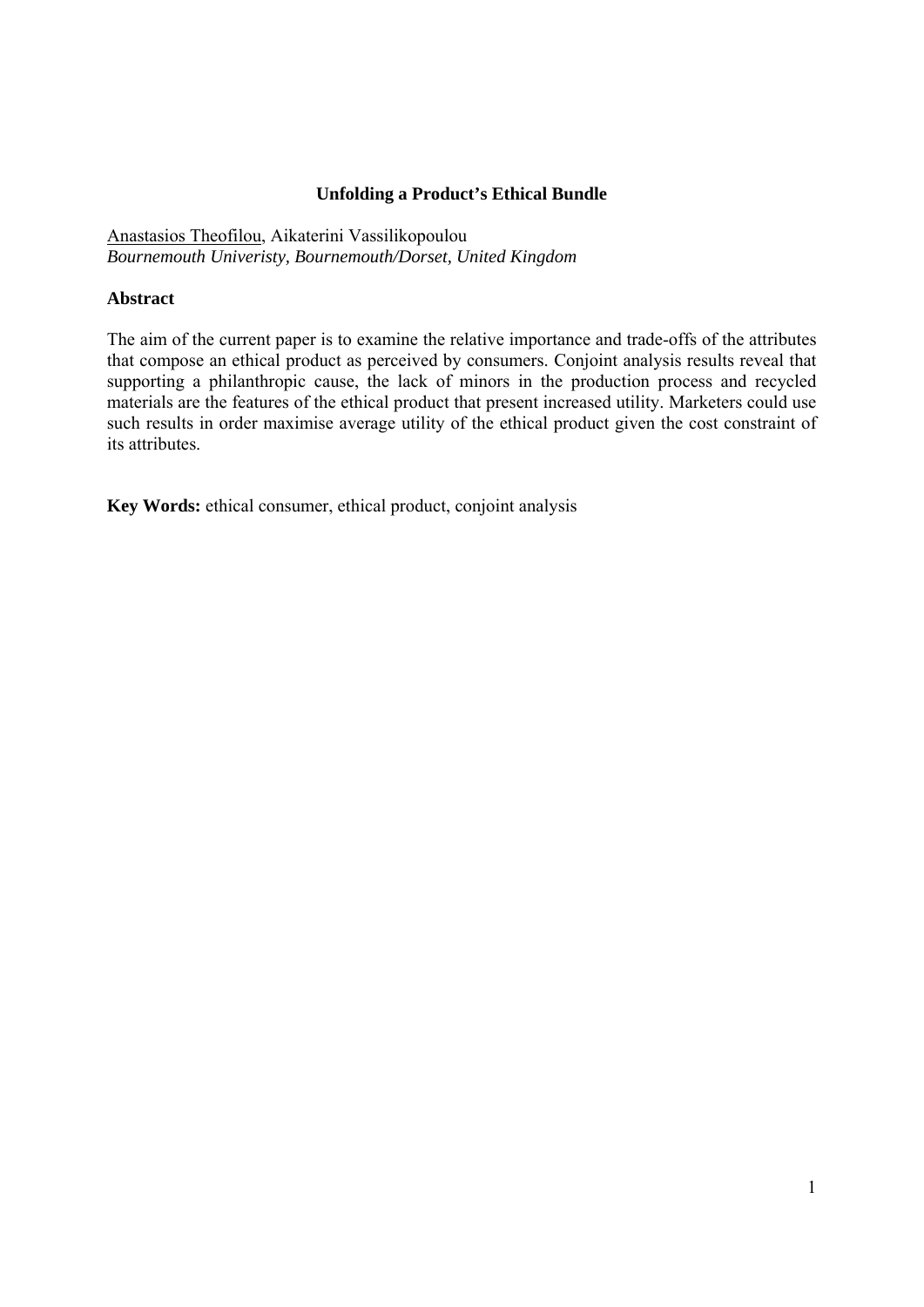# Unfolding a Product's Ethical Bundle

Anastasios Theofilou, Aikaterini Vassilikopoulou
*Bournemouth Univeristy, Bournemouth/Dorset, United Kingdom*

## Abstract

The aim of the current paper is to examine the relative importance and trade-offs of the attributes that compose an ethical product as perceived by consumers. Conjoint analysis results reveal that supporting a philanthropic cause, the lack of minors in the production process and recycled materials are the features of the ethical product that present increased utility. Marketers could use such results in order maximise average utility of the ethical product given the cost constraint of its attributes.

**Key Words:** ethical consumer, ethical product, conjoint analysis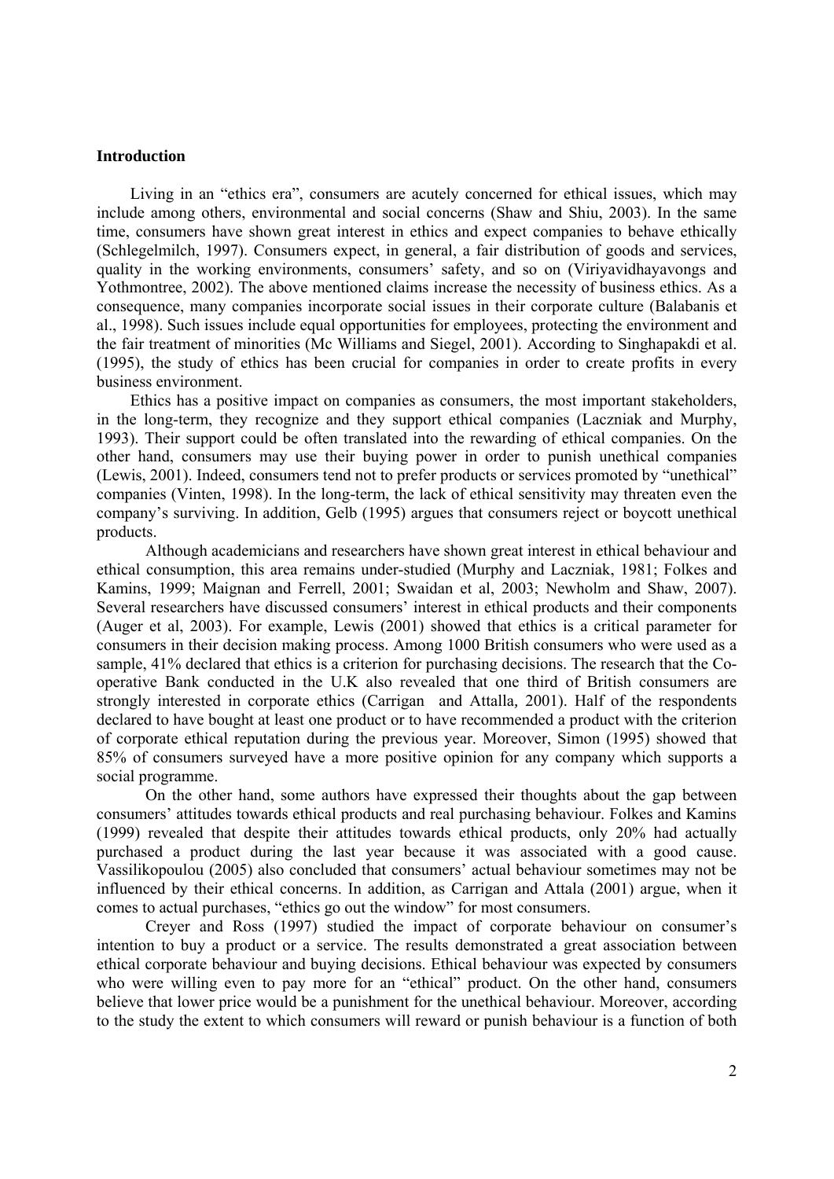**Introduction**

Living in an "ethics era", consumers are acutely concerned for ethical issues, which may include among others, environmental and social concerns (Shaw and Shiu, 2003). In the same time, consumers have shown great interest in ethics and expect companies to behave ethically (Schlegelmilch, 1997). Consumers expect, in general, a fair distribution of goods and services, quality in the working environments, consumers' safety, and so on (Viriyavidhayavongs and Yothmontree, 2002). The above mentioned claims increase the necessity of business ethics. As a consequence, many companies incorporate social issues in their corporate culture (Balabanis et al., 1998). Such issues include equal opportunities for employees, protecting the environment and the fair treatment of minorities (Mc Williams and Siegel, 2001). According to Singhapakdi et al. (1995), the study of ethics has been crucial for companies in order to create profits in every business environment.

Ethics has a positive impact on companies as consumers, the most important stakeholders, in the long-term, they recognize and they support ethical companies (Laczniak and Murphy, 1993). Their support could be often translated into the rewarding of ethical companies. On the other hand, consumers may use their buying power in order to punish unethical companies (Lewis, 2001). Indeed, consumers tend not to prefer products or services promoted by "unethical" companies (Vinten, 1998). In the long-term, the lack of ethical sensitivity may threaten even the company's surviving. In addition, Gelb (1995) argues that consumers reject or boycott unethical products.

Although academicians and researchers have shown great interest in ethical behaviour and ethical consumption, this area remains under-studied (Murphy and Laczniak, 1981; Folkes and Kamins, 1999; Maignan and Ferrell, 2001; Swaidan et al, 2003; Newholm and Shaw, 2007). Several researchers have discussed consumers' interest in ethical products and their components (Auger et al, 2003). For example, Lewis (2001) showed that ethics is a critical parameter for consumers in their decision making process. Among 1000 British consumers who were used as a sample, 41% declared that ethics is a criterion for purchasing decisions. The research that the Co-operative Bank conducted in the U.K also revealed that one third of British consumers are strongly interested in corporate ethics (Carrigan and Attalla, 2001). Half of the respondents declared to have bought at least one product or to have recommended a product with the criterion of corporate ethical reputation during the previous year. Moreover, Simon (1995) showed that 85% of consumers surveyed have a more positive opinion for any company which supports a social programme.

On the other hand, some authors have expressed their thoughts about the gap between consumers' attitudes towards ethical products and real purchasing behaviour. Folkes and Kamins (1999) revealed that despite their attitudes towards ethical products, only 20% had actually purchased a product during the last year because it was associated with a good cause. Vassilikopoulou (2005) also concluded that consumers' actual behaviour sometimes may not be influenced by their ethical concerns. In addition, as Carrigan and Attala (2001) argue, when it comes to actual purchases, "ethics go out the window" for most consumers.

Creyer and Ross (1997) studied the impact of corporate behaviour on consumer's intention to buy a product or a service. The results demonstrated a great association between ethical corporate behaviour and buying decisions. Ethical behaviour was expected by consumers who were willing even to pay more for an "ethical" product. On the other hand, consumers believe that lower price would be a punishment for the unethical behaviour. Moreover, according to the study the extent to which consumers will reward or punish behaviour is a function of both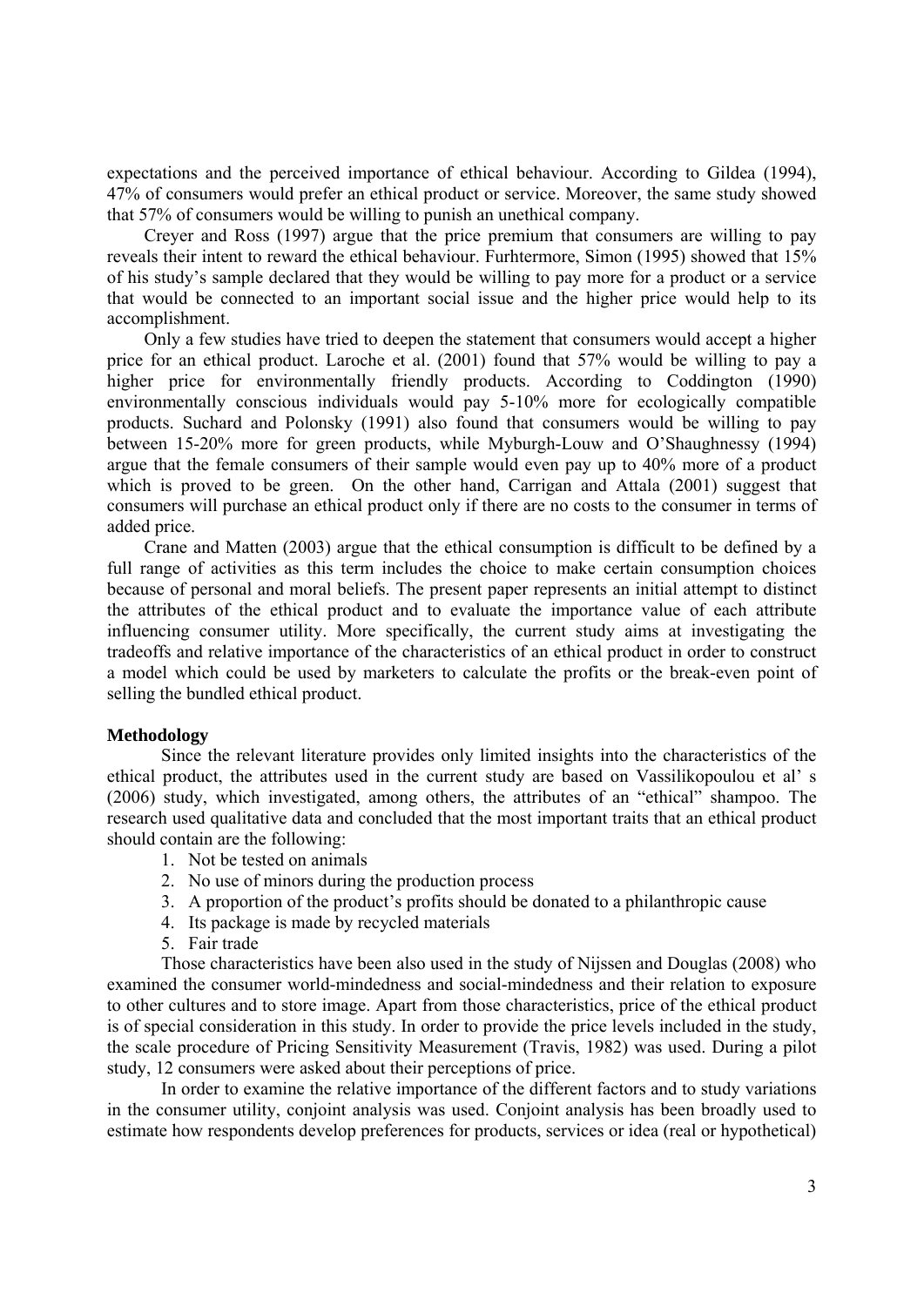expectations and the perceived importance of ethical behaviour. According to Gildea (1994), 47% of consumers would prefer an ethical product or service. Moreover, the same study showed that 57% of consumers would be willing to punish an unethical company.

Creyer and Ross (1997) argue that the price premium that consumers are willing to pay reveals their intent to reward the ethical behaviour. Furhtermore, Simon (1995) showed that 15% of his study's sample declared that they would be willing to pay more for a product or a service that would be connected to an important social issue and the higher price would help to its accomplishment.

Only a few studies have tried to deepen the statement that consumers would accept a higher price for an ethical product. Laroche et al. (2001) found that 57% would be willing to pay a higher price for environmentally friendly products. According to Coddington (1990) environmentally conscious individuals would pay 5-10% more for ecologically compatible products. Suchard and Polonsky (1991) also found that consumers would be willing to pay between 15-20% more for green products, while Myburgh-Louw and O'Shaughnessy (1994) argue that the female consumers of their sample would even pay up to 40% more of a product which is proved to be green. On the other hand, Carrigan and Attala (2001) suggest that consumers will purchase an ethical product only if there are no costs to the consumer in terms of added price.

Crane and Matten (2003) argue that the ethical consumption is difficult to be defined by a full range of activities as this term includes the choice to make certain consumption choices because of personal and moral beliefs. The present paper represents an initial attempt to distinct the attributes of the ethical product and to evaluate the importance value of each attribute influencing consumer utility. More specifically, the current study aims at investigating the tradeoffs and relative importance of the characteristics of an ethical product in order to construct a model which could be used by marketers to calculate the profits or the break-even point of selling the bundled ethical product.

**Methodology**

Since the relevant literature provides only limited insights into the characteristics of the ethical product, the attributes used in the current study are based on Vassilikopoulou et al' s (2006) study, which investigated, among others, the attributes of an "ethical" shampoo. The research used qualitative data and concluded that the most important traits that an ethical product should contain are the following:

1. Not be tested on animals
2. No use of minors during the production process
3. A proportion of the product's profits should be donated to a philanthropic cause
4. Its package is made by recycled materials
5. Fair trade

Those characteristics have been also used in the study of Nijssen and Douglas (2008) who examined the consumer world-mindedness and social-mindedness and their relation to exposure to other cultures and to store image. Apart from those characteristics, price of the ethical product is of special consideration in this study. In order to provide the price levels included in the study, the scale procedure of Pricing Sensitivity Measurement (Travis, 1982) was used. During a pilot study, 12 consumers were asked about their perceptions of price.

In order to examine the relative importance of the different factors and to study variations in the consumer utility, conjoint analysis was used. Conjoint analysis has been broadly used to estimate how respondents develop preferences for products, services or idea (real or hypothetical)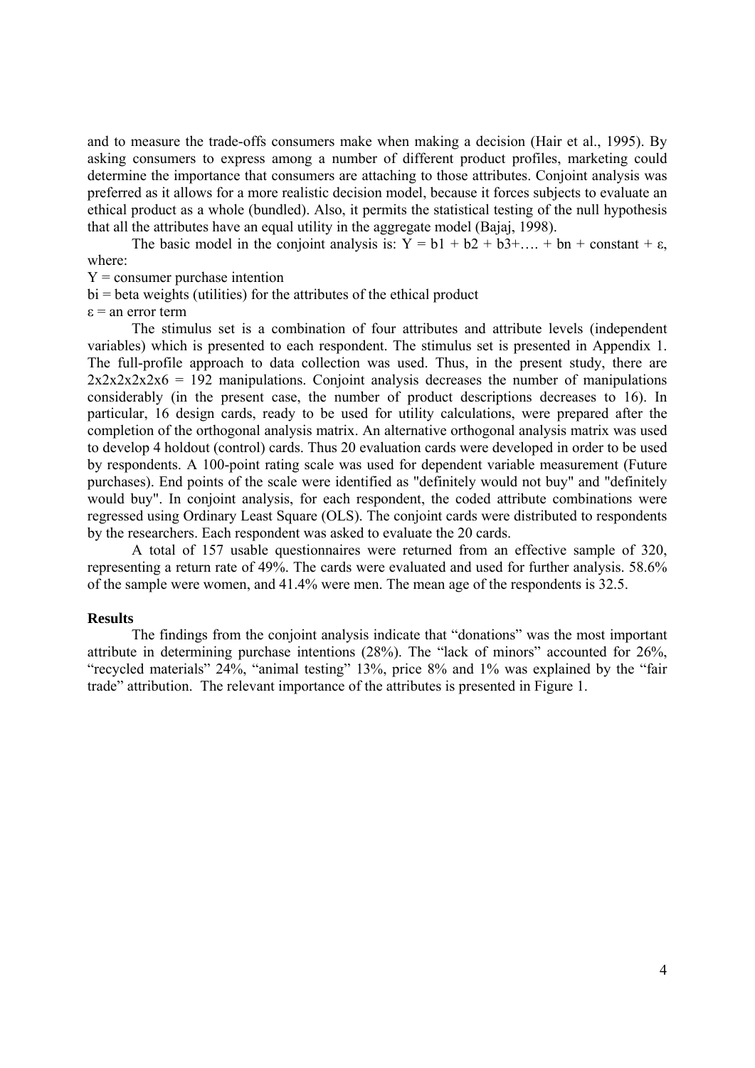and to measure the trade-offs consumers make when making a decision (Hair et al., 1995). By asking consumers to express among a number of different product profiles, marketing could determine the importance that consumers are attaching to those attributes. Conjoint analysis was preferred as it allows for a more realistic decision model, because it forces subjects to evaluate an ethical product as a whole (bundled). Also, it permits the statistical testing of the null hypothesis that all the attributes have an equal utility in the aggregate model (Bajaj, 1998).

The basic model in the conjoint analysis is: $Y = b1 + b2 + b3 + \ldots + bn + \text{constant} + \varepsilon$, where:

Y = consumer purchase intention

bi = beta weights (utilities) for the attributes of the ethical product

$\varepsilon$ = an error term

The stimulus set is a combination of four attributes and attribute levels (independent variables) which is presented to each respondent. The stimulus set is presented in Appendix 1. The full-profile approach to data collection was used. Thus, in the present study, there are 2x2x2x2x2x6 = 192 manipulations. Conjoint analysis decreases the number of manipulations considerably (in the present case, the number of product descriptions decreases to 16). In particular, 16 design cards, ready to be used for utility calculations, were prepared after the completion of the orthogonal analysis matrix. An alternative orthogonal analysis matrix was used to develop 4 holdout (control) cards. Thus 20 evaluation cards were developed in order to be used by respondents. A 100-point rating scale was used for dependent variable measurement (Future purchases). End points of the scale were identified as "definitely would not buy" and "definitely would buy". In conjoint analysis, for each respondent, the coded attribute combinations were regressed using Ordinary Least Square (OLS). The conjoint cards were distributed to respondents by the researchers. Each respondent was asked to evaluate the 20 cards.

A total of 157 usable questionnaires were returned from an effective sample of 320, representing a return rate of 49%. The cards were evaluated and used for further analysis. 58.6% of the sample were women, and 41.4% were men. The mean age of the respondents is 32.5.

**Results**

The findings from the conjoint analysis indicate that "donations" was the most important attribute in determining purchase intentions (28%). The "lack of minors" accounted for 26%, "recycled materials" 24%, "animal testing" 13%, price 8% and 1% was explained by the "fair trade" attribution. The relevant importance of the attributes is presented in Figure 1.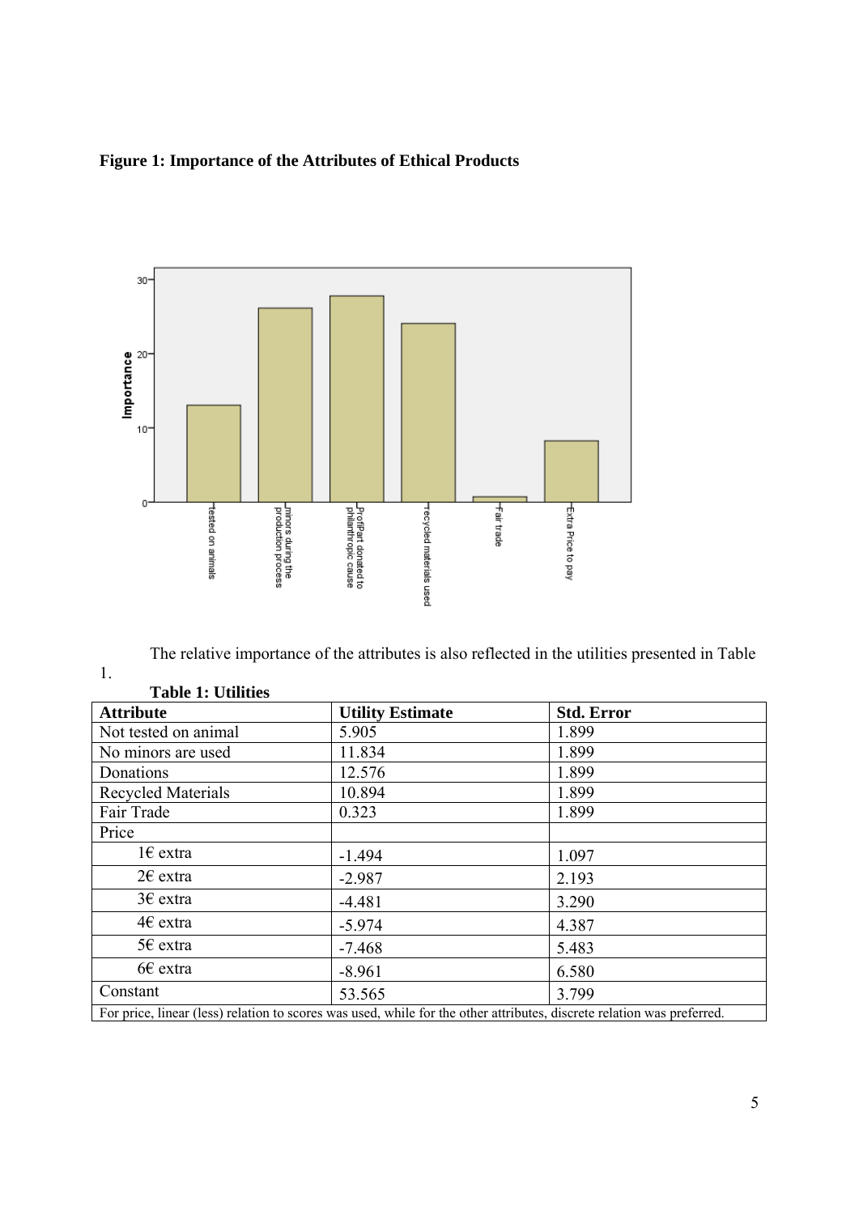**Figure 1: Importance of the Attributes of Ethical Products**

The relative importance of the attributes is also reflected in the utilities presented in Table 1.

**Table 1: Utilities**

| **Attribute** | **Utility Estimate** | **Std. Error** |
|---|---|---|
| Not tested on animal | 5.905 | 1.899 |
| No minors are used | 11.834 | 1.899 |
| Donations | 12.576 | 1.899 |
| Recycled Materials | 10.894 | 1.899 |
| Fair Trade | 0.323 | 1.899 |
| Price | | |
| 1€ extra | -1.494 | 1.097 |
| 2€ extra | -2.987 | 2.193 |
| 3€ extra | -4.481 | 3.290 |
| 4€ extra | -5.974 | 4.387 |
| 5€ extra | -7.468 | 5.483 |
| 6€ extra | -8.961 | 6.580 |
| Constant | 53.565 | 3.799 |

For price, linear (less) relation to scores was used, while for the other attributes, discrete relation was preferred.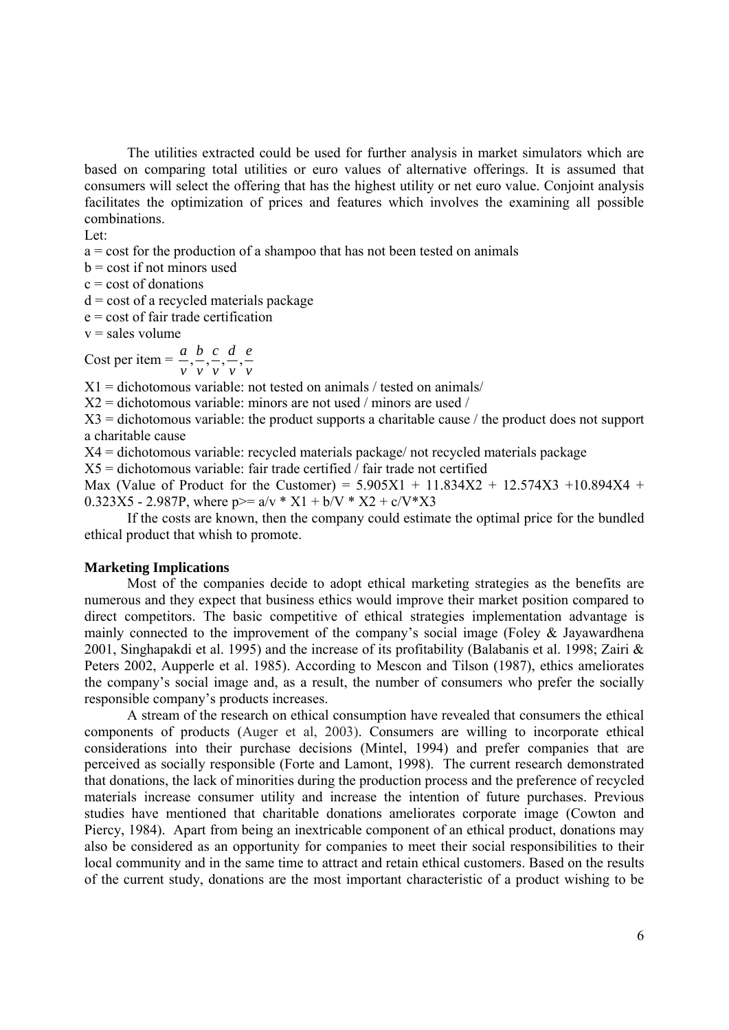The utilities extracted could be used for further analysis in market simulators which are based on comparing total utilities or euro values of alternative offerings. It is assumed that consumers will select the offering that has the highest utility or net euro value. Conjoint analysis facilitates the optimization of prices and features which involves the examining all possible combinations.

Let:

a = cost for the production of a shampoo that has not been tested on animals

b = cost if not minors used

c = cost of donations

d = cost of a recycled materials package

e = cost of fair trade certification

v = sales volume

Cost per item = $\frac{a}{v}, \frac{b}{v}, \frac{c}{v}, \frac{d}{v}, \frac{e}{v}$

X1 = dichotomous variable: not tested on animals / tested on animals/

X2 = dichotomous variable: minors are not used / minors are used /

X3 = dichotomous variable: the product supports a charitable cause / the product does not support a charitable cause

X4 = dichotomous variable: recycled materials package/ not recycled materials package

X5 = dichotomous variable: fair trade certified / fair trade not certified

Max (Value of Product for the Customer) = $5.905X1 + 11.834X2 + 12.574X3 + 10.894X4 + 0.323X5 - 2.987P$, where $p \geq a/v * X1 + b/V * X2 + c/V*X3$

If the costs are known, then the company could estimate the optimal price for the bundled ethical product that whish to promote.

**Marketing Implications**

Most of the companies decide to adopt ethical marketing strategies as the benefits are numerous and they expect that business ethics would improve their market position compared to direct competitors. The basic competitive of ethical strategies implementation advantage is mainly connected to the improvement of the company's social image (Foley & Jayawardhena 2001, Singhapakdi et al. 1995) and the increase of its profitability (Balabanis et al. 1998; Zairi & Peters 2002, Aupperle et al. 1985). According to Mescon and Tilson (1987), ethics ameliorates the company's social image and, as a result, the number of consumers who prefer the socially responsible company's products increases.

A stream of the research on ethical consumption have revealed that consumers the ethical components of products (Auger et al, 2003). Consumers are willing to incorporate ethical considerations into their purchase decisions (Mintel, 1994) and prefer companies that are perceived as socially responsible (Forte and Lamont, 1998). The current research demonstrated that donations, the lack of minorities during the production process and the preference of recycled materials increase consumer utility and increase the intention of future purchases. Previous studies have mentioned that charitable donations ameliorates corporate image (Cowton and Piercy, 1984). Apart from being an inextricable component of an ethical product, donations may also be considered as an opportunity for companies to meet their social responsibilities to their local community and in the same time to attract and retain ethical customers. Based on the results of the current study, donations are the most important characteristic of a product wishing to be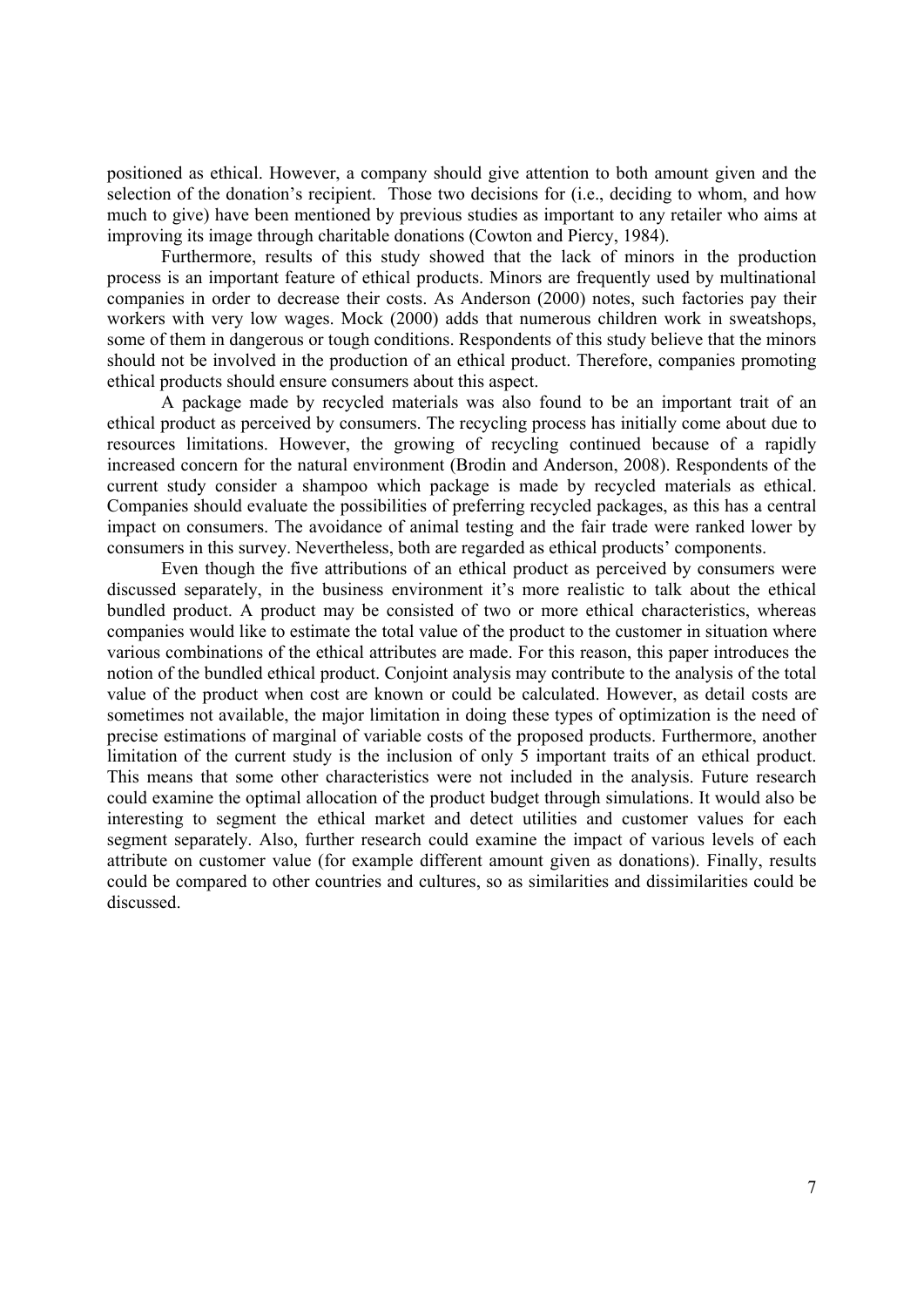positioned as ethical. However, a company should give attention to both amount given and the selection of the donation's recipient. Those two decisions for (i.e., deciding to whom, and how much to give) have been mentioned by previous studies as important to any retailer who aims at improving its image through charitable donations (Cowton and Piercy, 1984).

Furthermore, results of this study showed that the lack of minors in the production process is an important feature of ethical products. Minors are frequently used by multinational companies in order to decrease their costs. As Anderson (2000) notes, such factories pay their workers with very low wages. Mock (2000) adds that numerous children work in sweatshops, some of them in dangerous or tough conditions. Respondents of this study believe that the minors should not be involved in the production of an ethical product. Therefore, companies promoting ethical products should ensure consumers about this aspect.

A package made by recycled materials was also found to be an important trait of an ethical product as perceived by consumers. The recycling process has initially come about due to resources limitations. However, the growing of recycling continued because of a rapidly increased concern for the natural environment (Brodin and Anderson, 2008). Respondents of the current study consider a shampoo which package is made by recycled materials as ethical. Companies should evaluate the possibilities of preferring recycled packages, as this has a central impact on consumers. The avoidance of animal testing and the fair trade were ranked lower by consumers in this survey. Nevertheless, both are regarded as ethical products' components.

Even though the five attributions of an ethical product as perceived by consumers were discussed separately, in the business environment it's more realistic to talk about the ethical bundled product. A product may be consisted of two or more ethical characteristics, whereas companies would like to estimate the total value of the product to the customer in situation where various combinations of the ethical attributes are made. For this reason, this paper introduces the notion of the bundled ethical product. Conjoint analysis may contribute to the analysis of the total value of the product when cost are known or could be calculated. However, as detail costs are sometimes not available, the major limitation in doing these types of optimization is the need of precise estimations of marginal of variable costs of the proposed products. Furthermore, another limitation of the current study is the inclusion of only 5 important traits of an ethical product. This means that some other characteristics were not included in the analysis. Future research could examine the optimal allocation of the product budget through simulations. It would also be interesting to segment the ethical market and detect utilities and customer values for each segment separately. Also, further research could examine the impact of various levels of each attribute on customer value (for example different amount given as donations). Finally, results could be compared to other countries and cultures, so as similarities and dissimilarities could be discussed.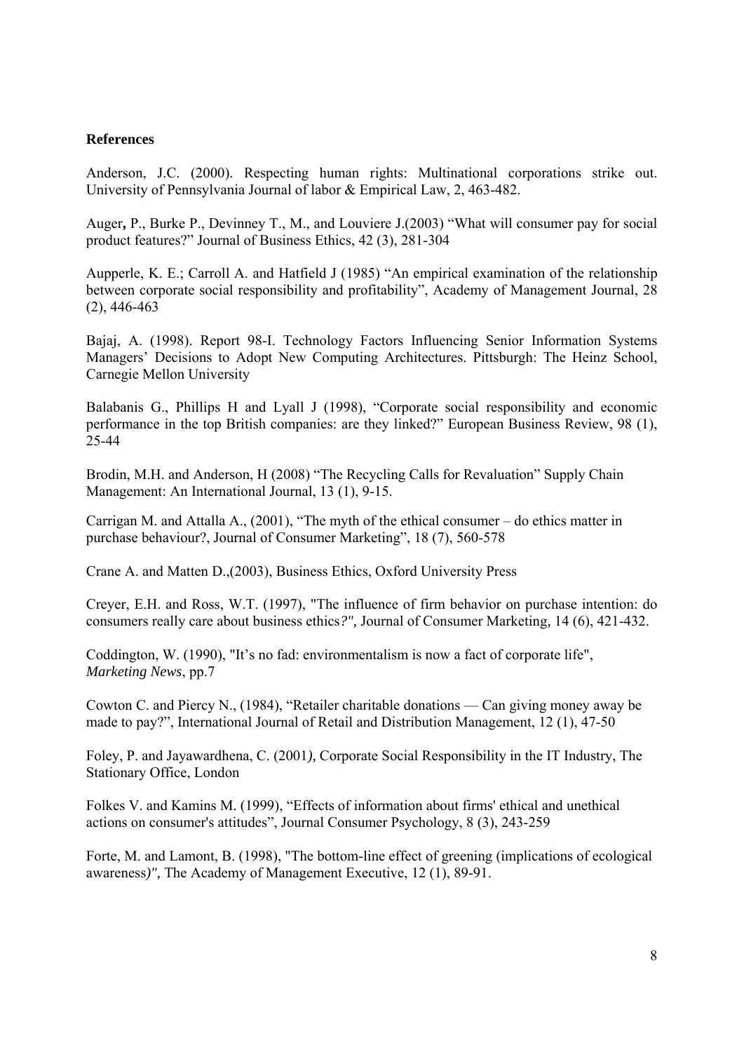**References**

Anderson, J.C. (2000). Respecting human rights: Multinational corporations strike out. University of Pennsylvania Journal of labor & Empirical Law, 2, 463-482.

Auger**,** P., Burke P., Devinney T., M., and Louviere J.(2003) "What will consumer pay for social product features?" Journal of Business Ethics, 42 (3), 281-304

Aupperle, K. E.; Carroll A. and Hatfield J (1985) "An empirical examination of the relationship between corporate social responsibility and profitability", Academy of Management Journal, 28 (2), 446-463

Bajaj, A. (1998). Report 98-I. Technology Factors Influencing Senior Information Systems Managers' Decisions to Adopt New Computing Architectures. Pittsburgh: The Heinz School, Carnegie Mellon University

Balabanis G., Phillips H and Lyall J (1998), "Corporate social responsibility and economic performance in the top British companies: are they linked?" European Business Review, 98 (1), 25-44

Brodin, M.H. and Anderson, H (2008) "The Recycling Calls for Revaluation" Supply Chain Management: An International Journal, 13 (1), 9-15.

Carrigan M. and Attalla A., (2001), "The myth of the ethical consumer – do ethics matter in purchase behaviour?, Journal of Consumer Marketing", 18 (7), 560-578

Crane A. and Matten D.,(2003), Business Ethics, Oxford University Press

Creyer, E.H. and Ross, W.T. (1997), "The influence of firm behavior on purchase intention: do consumers really care about business ethics*?",* Journal of Consumer Marketing, 14 (6), 421-432.

Coddington, W. (1990), "It's no fad: environmentalism is now a fact of corporate life", *Marketing News*, pp.7

Cowton C. and Piercy N., (1984), "Retailer charitable donations — Can giving money away be made to pay?", International Journal of Retail and Distribution Management, 12 (1), 47-50

Foley, P. and Jayawardhena, C. (2001*),* Corporate Social Responsibility in the IT Industry, The Stationary Office, London

Folkes V. and Kamins M. (1999), "Effects of information about firms' ethical and unethical actions on consumer's attitudes", Journal Consumer Psychology, 8 (3), 243-259

Forte, M. and Lamont, B. (1998), "The bottom-line effect of greening (implications of ecological awareness*)",* The Academy of Management Executive, 12 (1), 89-91.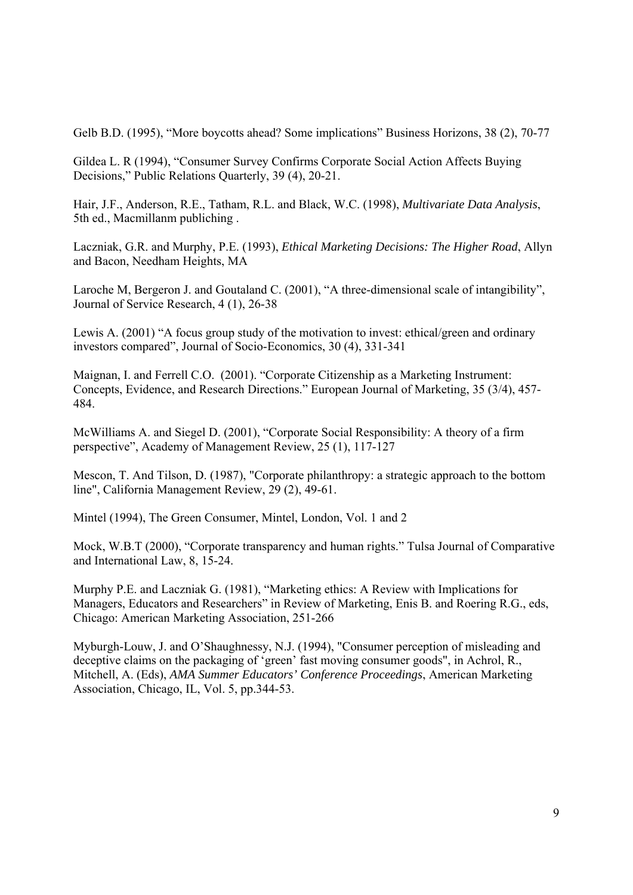Gelb B.D. (1995), “More boycotts ahead? Some implications” Business Horizons, 38 (2), 70-77

Gildea L. R (1994), “Consumer Survey Confirms Corporate Social Action Affects Buying Decisions,” Public Relations Quarterly, 39 (4), 20-21.

Hair, J.F., Anderson, R.E., Tatham, R.L. and Black, W.C. (1998), *Multivariate Data Analysis*, 5th ed., Macmillanm publiching .

Laczniak, G.R. and Murphy, P.E. (1993), *Ethical Marketing Decisions: The Higher Road*, Allyn and Bacon, Needham Heights, MA

Laroche M, Bergeron J. and Goutaland C. (2001), “A three-dimensional scale of intangibility”, Journal of Service Research, 4 (1), 26-38

Lewis A. (2001) “A focus group study of the motivation to invest: ethical/green and ordinary investors compared”, Journal of Socio-Economics, 30 (4), 331-341

Maignan, I. and Ferrell C.O. (2001). “Corporate Citizenship as a Marketing Instrument: Concepts, Evidence, and Research Directions.” European Journal of Marketing, 35 (3/4), 457-484.

McWilliams A. and Siegel D. (2001), “Corporate Social Responsibility: A theory of a firm perspective”, Academy of Management Review, 25 (1), 117-127

Mescon, T. And Tilson, D. (1987), "Corporate philanthropy: a strategic approach to the bottom line", California Management Review, 29 (2), 49-61.

Mintel (1994), The Green Consumer, Mintel, London, Vol. 1 and 2

Mock, W.B.T (2000), “Corporate transparency and human rights.” Tulsa Journal of Comparative and International Law, 8, 15-24.

Murphy P.E. and Laczniak G. (1981), “Marketing ethics: A Review with Implications for Managers, Educators and Researchers” in Review of Marketing, Enis B. and Roering R.G., eds, Chicago: American Marketing Association, 251-266

Myburgh-Louw, J. and O’Shaughnessy, N.J. (1994), "Consumer perception of misleading and deceptive claims on the packaging of ‘green’ fast moving consumer goods", in Achrol, R., Mitchell, A. (Eds), *AMA Summer Educators’ Conference Proceedings*, American Marketing Association, Chicago, IL, Vol. 5, pp.344-53.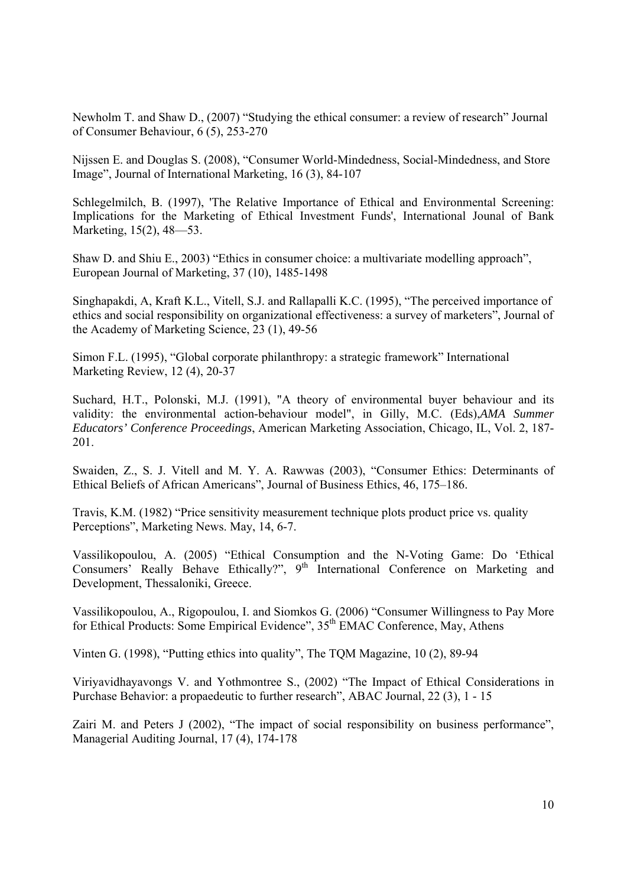Newholm T. and Shaw D., (2007) "Studying the ethical consumer: a review of research" Journal of Consumer Behaviour, 6 (5), 253-270

Nijssen E. and Douglas S. (2008), "Consumer World-Mindedness, Social-Mindedness, and Store Image", Journal of International Marketing, 16 (3), 84-107

Schlegelmilch, B. (1997), 'The Relative Importance of Ethical and Environmental Screening: Implications for the Marketing of Ethical Investment Funds', International Jounal of Bank Marketing, 15(2), 48—53.

Shaw D. and Shiu E., 2003) "Ethics in consumer choice: a multivariate modelling approach", European Journal of Marketing, 37 (10), 1485-1498

Singhapakdi, A, Kraft K.L., Vitell, S.J. and Rallapalli K.C. (1995), "The perceived importance of ethics and social responsibility on organizational effectiveness: a survey of marketers", Journal of the Academy of Marketing Science, 23 (1), 49-56

Simon F.L. (1995), "Global corporate philanthropy: a strategic framework" International Marketing Review, 12 (4), 20-37

Suchard, H.T., Polonski, M.J. (1991), "A theory of environmental buyer behaviour and its validity: the environmental action-behaviour model", in Gilly, M.C. (Eds),*AMA Summer Educators' Conference Proceedings*, American Marketing Association, Chicago, IL, Vol. 2, 187-201.

Swaiden, Z., S. J. Vitell and M. Y. A. Rawwas (2003), "Consumer Ethics: Determinants of Ethical Beliefs of African Americans", Journal of Business Ethics, 46, 175–186.

Travis, K.M. (1982) "Price sensitivity measurement technique plots product price vs. quality Perceptions", Marketing News. May, 14, 6-7.

Vassilikopoulou, A. (2005) "Ethical Consumption and the N-Voting Game: Do 'Ethical Consumers' Really Behave Ethically?", 9th International Conference on Marketing and Development, Thessaloniki, Greece.

Vassilikopoulou, A., Rigopoulou, I. and Siomkos G. (2006) "Consumer Willingness to Pay More for Ethical Products: Some Empirical Evidence", 35th EMAC Conference, May, Athens

Vinten G. (1998), "Putting ethics into quality", The TQM Magazine, 10 (2), 89-94

Viriyavidhayavongs V. and Yothmontree S., (2002) "The Impact of Ethical Considerations in Purchase Behavior: a propaedeutic to further research", ABAC Journal, 22 (3), 1 - 15

Zairi M. and Peters J (2002), "The impact of social responsibility on business performance", Managerial Auditing Journal, 17 (4), 174-178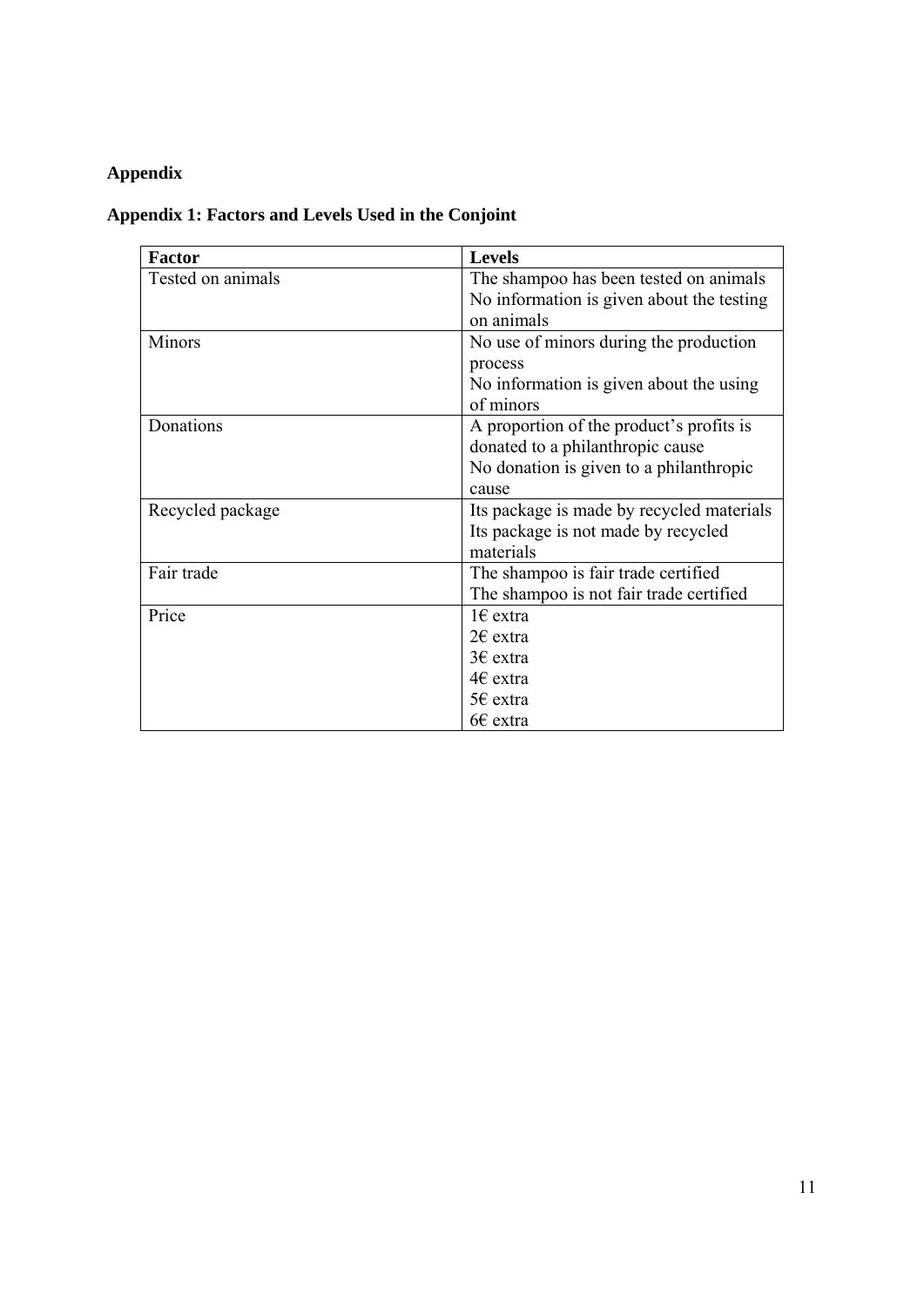# Appendix

## Appendix 1: Factors and Levels Used in the Conjoint

| Factor | Levels |
|---|---|
| Tested on animals | The shampoo has been tested on animals<br>No information is given about the testing on animals |
| Minors | No use of minors during the production process<br>No information is given about the using of minors |
| Donations | A proportion of the product's profits is donated to a philanthropic cause<br>No donation is given to a philanthropic cause |
| Recycled package | Its package is made by recycled materials<br>Its package is not made by recycled materials |
| Fair trade | The shampoo is fair trade certified<br>The shampoo is not fair trade certified |
| Price | 1€ extra<br>2€ extra<br>3€ extra<br>4€ extra<br>5€ extra<br>6€ extra |